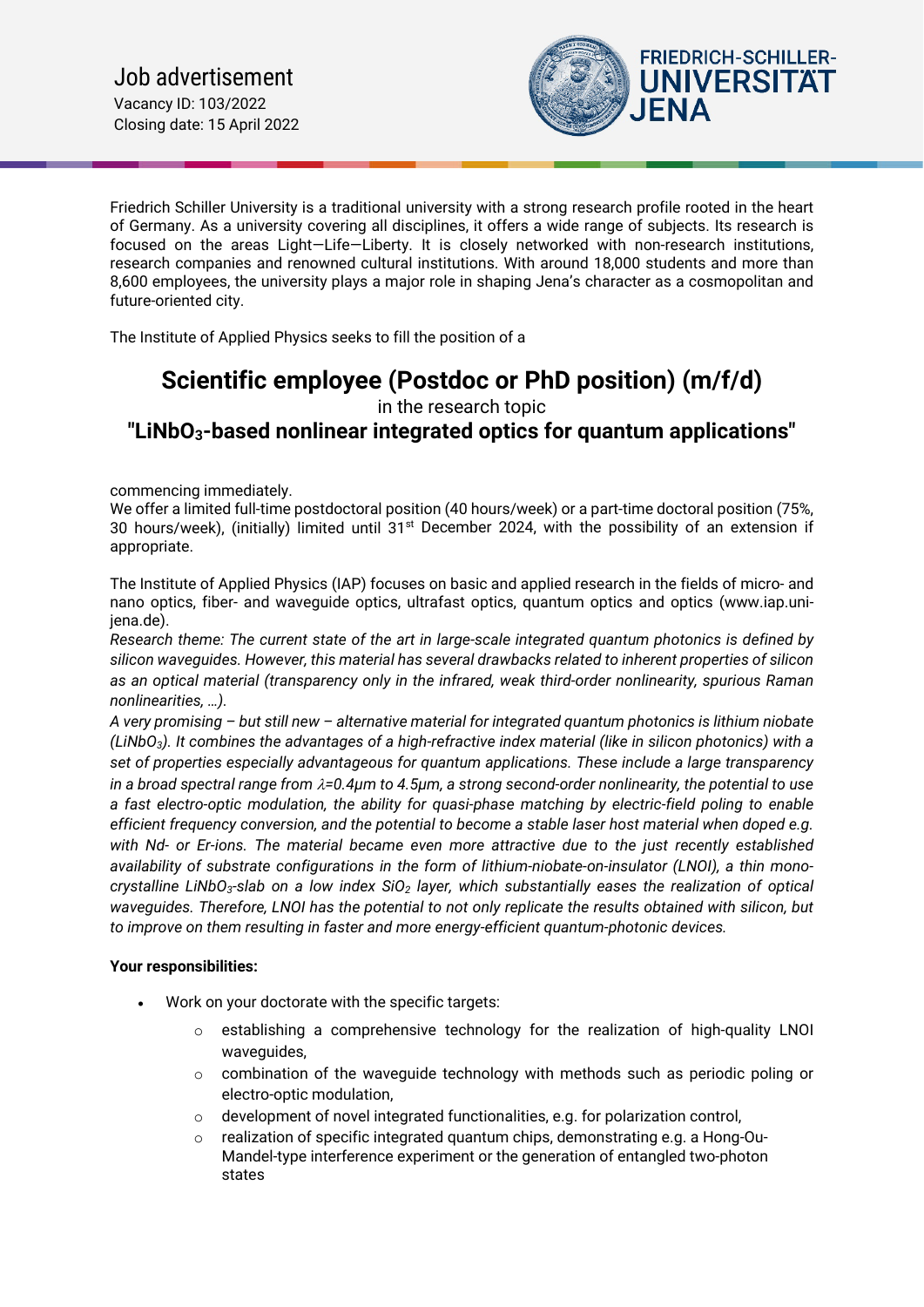# Job advertisement

Vacancy ID: 103/2022
Closing date: 15 April 2022

FRIEDRICH-SCHILLER-UNIVERSITÄT JENA

Friedrich Schiller University is a traditional university with a strong research profile rooted in the heart of Germany. As a university covering all disciplines, it offers a wide range of subjects. Its research is focused on the areas Light—Life—Liberty. It is closely networked with non-research institutions, research companies and renowned cultural institutions. With around 18,000 students and more than 8,600 employees, the university plays a major role in shaping Jena's character as a cosmopolitan and future-oriented city.

The Institute of Applied Physics seeks to fill the position of a

## Scientific employee (Postdoc or PhD position) (m/f/d)

in the research topic

## "$LiNbO_3$-based nonlinear integrated optics for quantum applications"

commencing immediately.
We offer a limited full-time postdoctoral position (40 hours/week) or a part-time doctoral position (75%, 30 hours/week), (initially) limited until 31st December 2024, with the possibility of an extension if appropriate.

The Institute of Applied Physics (IAP) focuses on basic and applied research in the fields of micro- and nano optics, fiber- and waveguide optics, ultrafast optics, quantum optics and optics (www.iap.uni-jena.de).
*Research theme: The current state of the art in large-scale integrated quantum photonics is defined by silicon waveguides. However, this material has several drawbacks related to inherent properties of silicon as an optical material (transparency only in the infrared, weak third-order nonlinearity, spurious Raman nonlinearities, …).*
*A very promising – but still new – alternative material for integrated quantum photonics is lithium niobate ($LiNbO_3$). It combines the advantages of a high-refractive index material (like in silicon photonics) with a set of properties especially advantageous for quantum applications. These include a large transparency in a broad spectral range from $\lambda$=0.4μm to 4.5μm, a strong second-order nonlinearity, the potential to use a fast electro-optic modulation, the ability for quasi-phase matching by electric-field poling to enable efficient frequency conversion, and the potential to become a stable laser host material when doped e.g. with Nd- or Er-ions. The material became even more attractive due to the just recently established availability of substrate configurations in the form of lithium-niobate-on-insulator (LNOI), a thin mono-crystalline $LiNbO_3$-slab on a low index $SiO_2$ layer, which substantially eases the realization of optical waveguides. Therefore, LNOI has the potential to not only replicate the results obtained with silicon, but to improve on them resulting in faster and more energy-efficient quantum-photonic devices.*

**Your responsibilities:**

- Work on your doctorate with the specific targets:
  - establishing a comprehensive technology for the realization of high-quality LNOI waveguides,
  - combination of the waveguide technology with methods such as periodic poling or electro-optic modulation,
  - development of novel integrated functionalities, e.g. for polarization control,
  - realization of specific integrated quantum chips, demonstrating e.g. a Hong-Ou-Mandel-type interference experiment or the generation of entangled two-photon states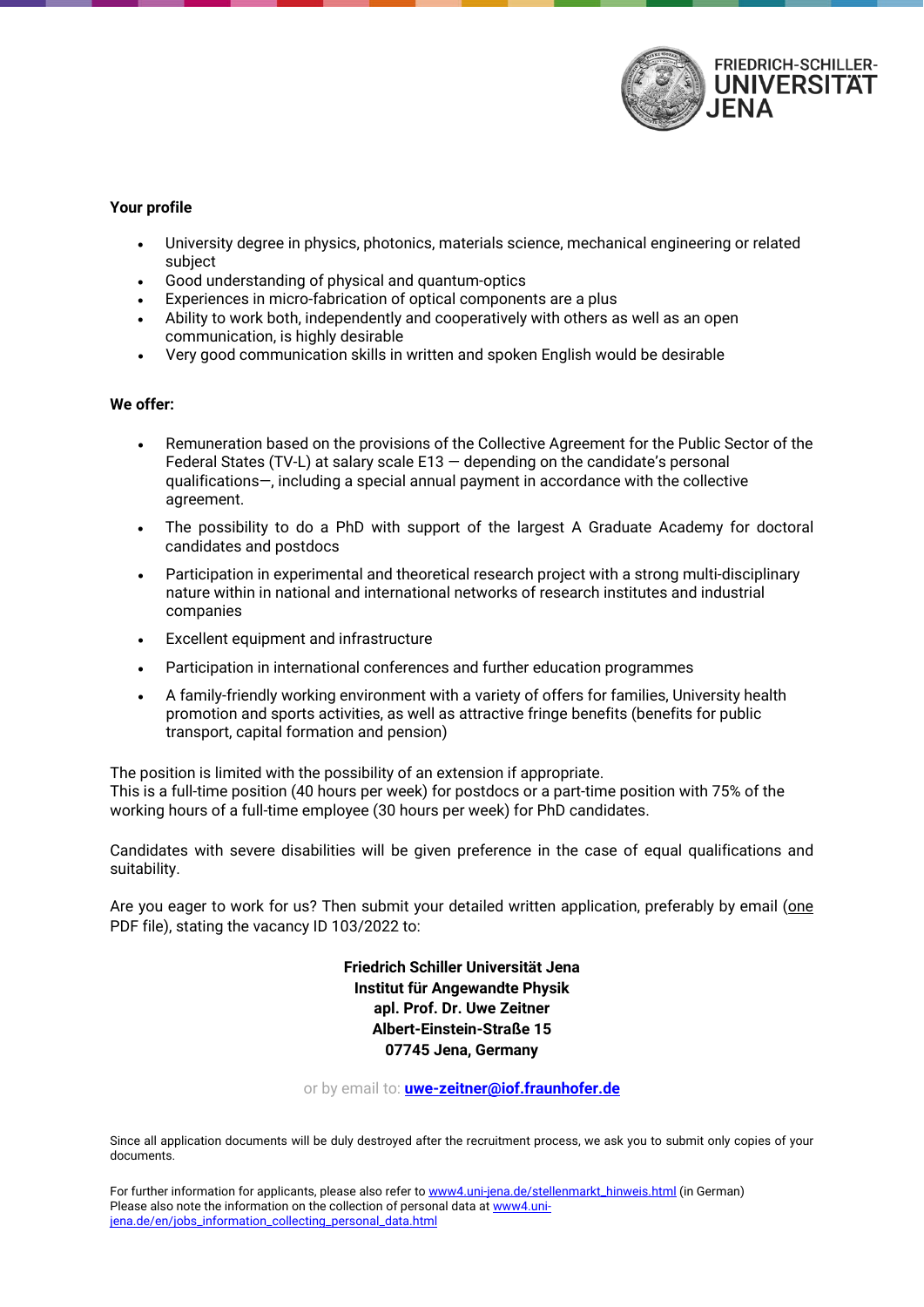**Your profile**

- University degree in physics, photonics, materials science, mechanical engineering or related subject
- Good understanding of physical and quantum-optics
- Experiences in micro-fabrication of optical components are a plus
- Ability to work both, independently and cooperatively with others as well as an open communication, is highly desirable
- Very good communication skills in written and spoken English would be desirable

**We offer:**

- Remuneration based on the provisions of the Collective Agreement for the Public Sector of the Federal States (TV-L) at salary scale E13 — depending on the candidate's personal qualifications—, including a special annual payment in accordance with the collective agreement.
- The possibility to do a PhD with support of the largest A Graduate Academy for doctoral candidates and postdocs
- Participation in experimental and theoretical research project with a strong multi-disciplinary nature within in national and international networks of research institutes and industrial companies
- Excellent equipment and infrastructure
- Participation in international conferences and further education programmes
- A family-friendly working environment with a variety of offers for families, University health promotion and sports activities, as well as attractive fringe benefits (benefits for public transport, capital formation and pension)

The position is limited with the possibility of an extension if appropriate.
This is a full-time position (40 hours per week) for postdocs or a part-time position with 75% of the working hours of a full-time employee (30 hours per week) for PhD candidates.

Candidates with severe disabilities will be given preference in the case of equal qualifications and suitability.

Are you eager to work for us? Then submit your detailed written application, preferably by email (one PDF file), stating the vacancy ID 103/2022 to:

**Friedrich Schiller Universität Jena**
**Institut für Angewandte Physik**
**apl. Prof. Dr. Uwe Zeitner**
**Albert-Einstein-Straße 15**
**07745 Jena, Germany**

or by email to: **uwe-zeitner@iof.fraunhofer.de**

Since all application documents will be duly destroyed after the recruitment process, we ask you to submit only copies of your documents.

For further information for applicants, please also refer to www4.uni-jena.de/stellenmarkt_hinweis.html (in German)
Please also note the information on the collection of personal data at www4.uni-jena.de/en/jobs_information_collecting_personal_data.html